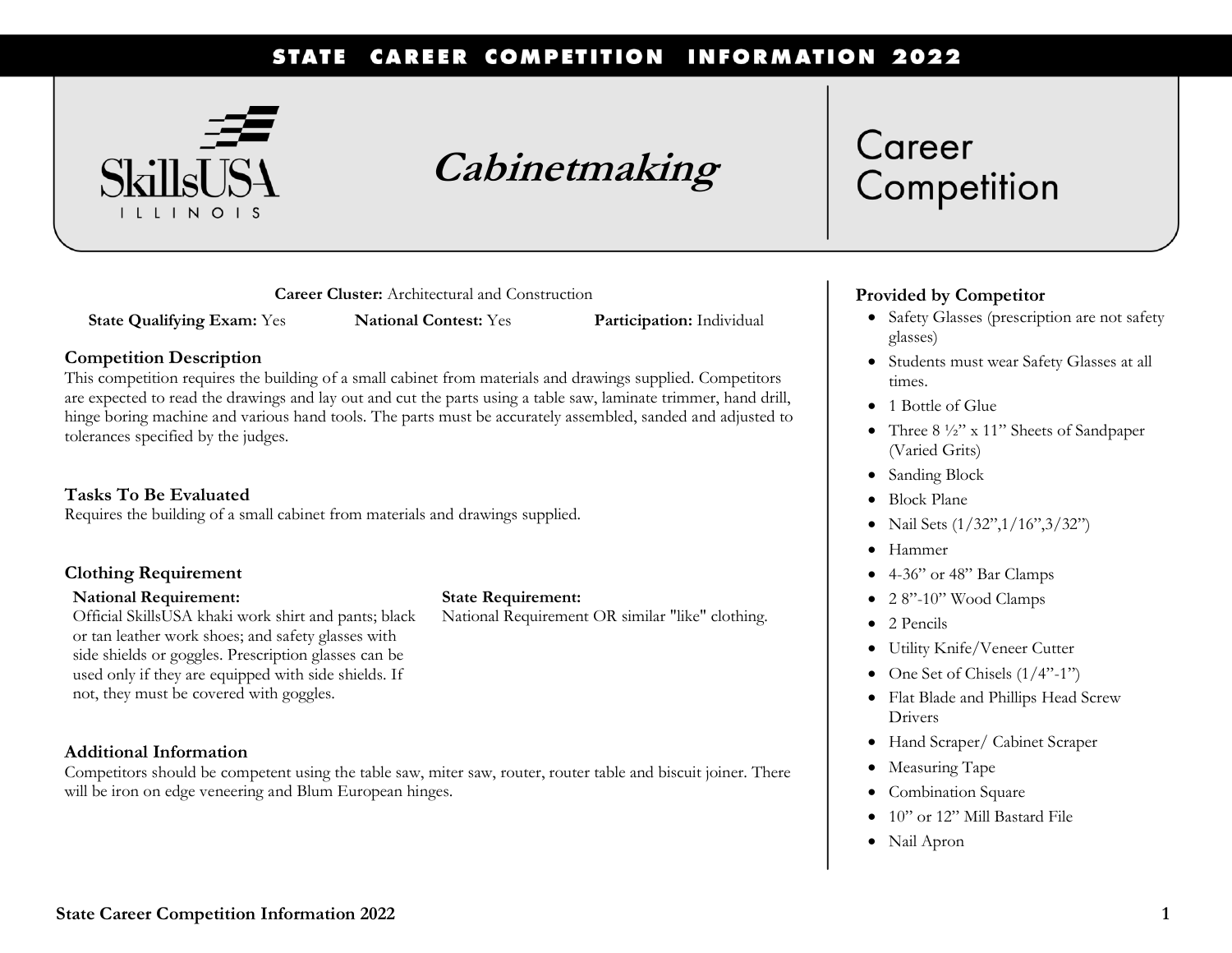STATE CAREER COMPETITION INFORMATION 2022

SkillsUSA ILLINOIS

# Cabinetmaking

Career Competition

**Career Cluster:** Architectural and Construction

**State Qualifying Exam:** Yes **National Contest:** Yes **Participation:** Individual

## Competition Description

This competition requires the building of a small cabinet from materials and drawings supplied. Competitors are expected to read the drawings and lay out and cut the parts using a table saw, laminate trimmer, hand drill, hinge boring machine and various hand tools. The parts must be accurately assembled, sanded and adjusted to tolerances specified by the judges.

## Tasks To Be Evaluated

Requires the building of a small cabinet from materials and drawings supplied.

## Clothing Requirement

**National Requirement:**
Official SkillsUSA khaki work shirt and pants; black or tan leather work shoes; and safety glasses with side shields or goggles. Prescription glasses can be used only if they are equipped with side shields. If not, they must be covered with goggles.

**State Requirement:**
National Requirement OR similar "like" clothing.

## Additional Information

Competitors should be competent using the table saw, miter saw, router, router table and biscuit joiner. There will be iron on edge veneering and Blum European hinges.

## Provided by Competitor

- Safety Glasses (prescription are not safety glasses)
- Students must wear Safety Glasses at all times.
- 1 Bottle of Glue
- Three 8 ½" x 11" Sheets of Sandpaper (Varied Grits)
- Sanding Block
- Block Plane
- Nail Sets (1/32",1/16",3/32")
- Hammer
- 4-36" or 48" Bar Clamps
- 2 8"-10" Wood Clamps
- 2 Pencils
- Utility Knife/Veneer Cutter
- One Set of Chisels (1/4"-1")
- Flat Blade and Phillips Head Screw Drivers
- Hand Scraper/ Cabinet Scraper
- Measuring Tape
- Combination Square
- 10" or 12" Mill Bastard File
- Nail Apron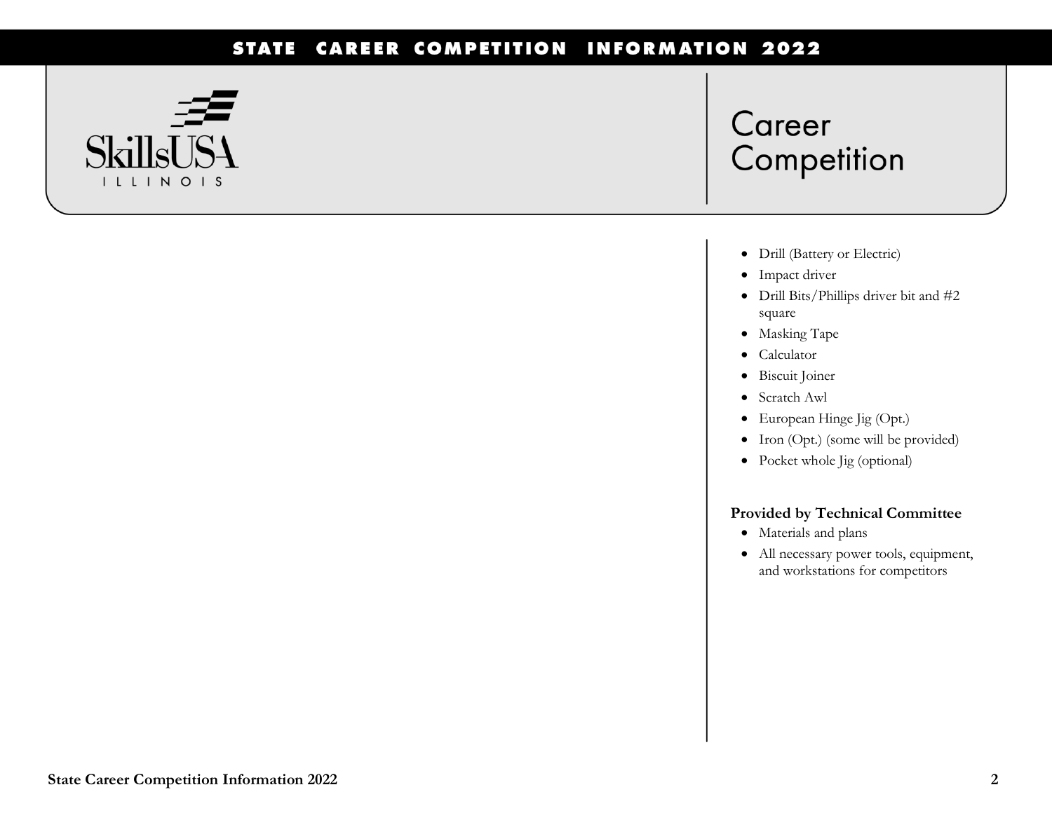# Career Competition

- Drill (Battery or Electric)
- Impact driver
- Drill Bits/Phillips driver bit and #2 square
- Masking Tape
- Calculator
- Biscuit Joiner
- Scratch Awl
- European Hinge Jig (Opt.)
- Iron (Opt.) (some will be provided)
- Pocket whole Jig (optional)

**Provided by Technical Committee**

- Materials and plans
- All necessary power tools, equipment, and workstations for competitors